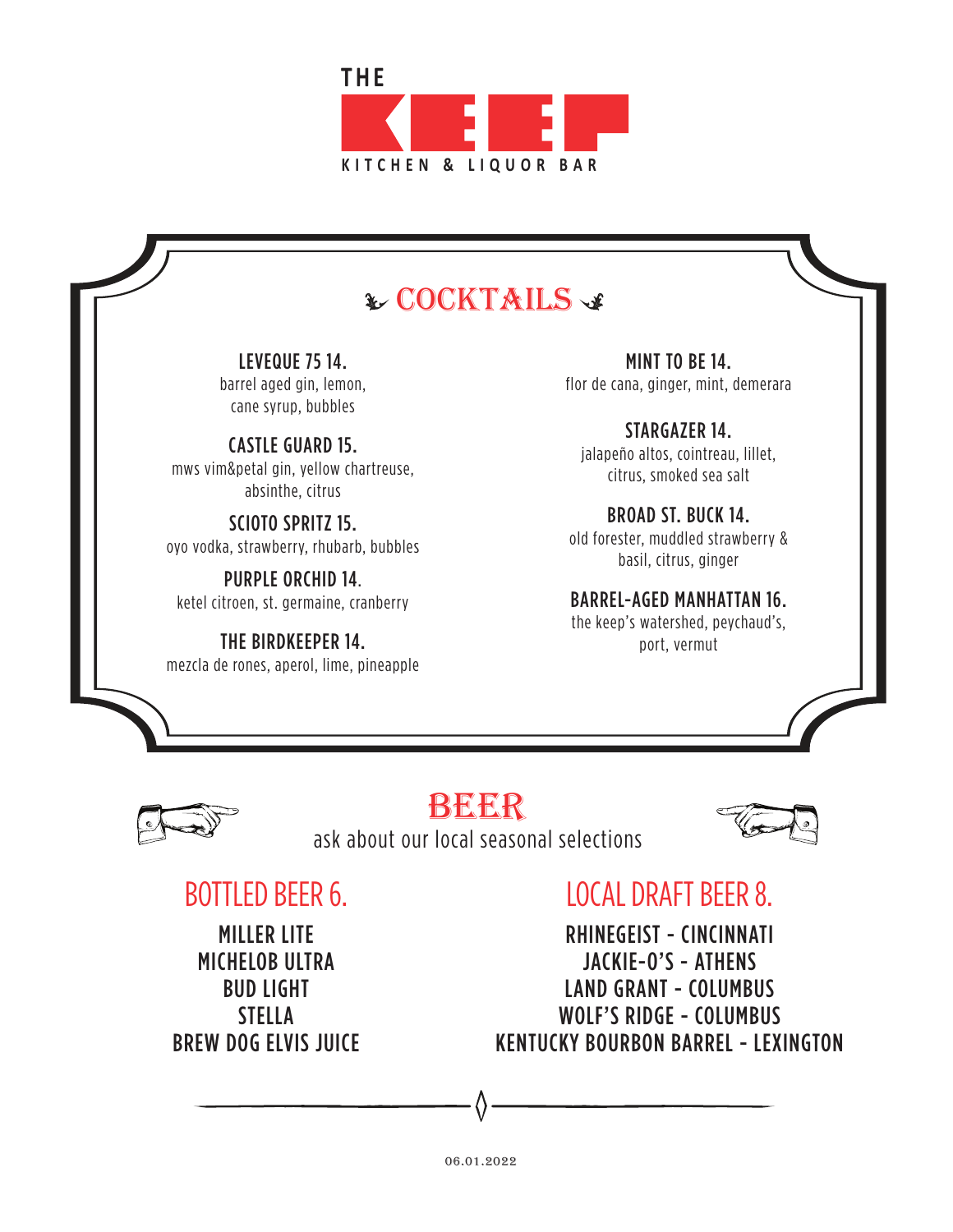# THE KEEP

KITCHEN & LIQUOR BAR

## COCKTAILS

**LEVEQUE 75 14.**
barrel aged gin, lemon, cane syrup, bubbles

**CASTLE GUARD 15.**
mws vim&petal gin, yellow chartreuse, absinthe, citrus

**SCIOTO SPRITZ 15.**
oyo vodka, strawberry, rhubarb, bubbles

**PURPLE ORCHID 14.**
ketel citroen, st. germaine, cranberry

**THE BIRDKEEPER 14.**
mezcla de rones, aperol, lime, pineapple

**MINT TO BE 14.**
flor de cana, ginger, mint, demerara

**STARGAZER 14.**
jalapeño altos, cointreau, lillet, citrus, smoked sea salt

**BROAD ST. BUCK 14.**
old forester, muddled strawberry & basil, citrus, ginger

**BARREL-AGED MANHATTAN 16.**
the keep's watershed, peychaud's, port, vermut

## BEER

ask about our local seasonal selections

### BOTTLED BEER 6.

MILLER LITE
MICHELOB ULTRA
BUD LIGHT
STELLA
BREW DOG ELVIS JUICE

### LOCAL DRAFT BEER 8.

RHINEGEIST - CINCINNATI
JACKIE-O'S - ATHENS
LAND GRANT - COLUMBUS
WOLF'S RIDGE - COLUMBUS
KENTUCKY BOURBON BARREL - LEXINGTON

06.01.2022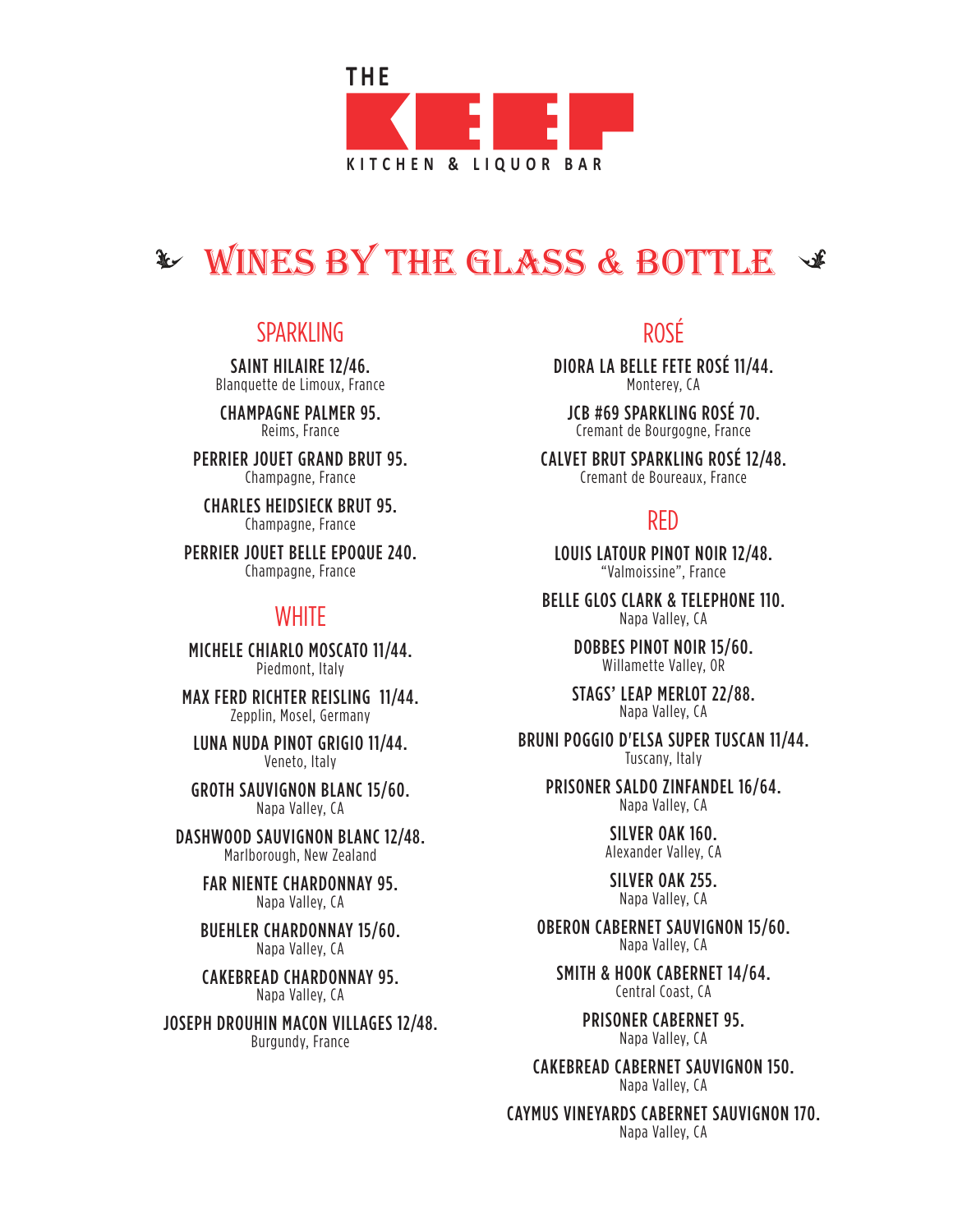# THE KEEP

KITCHEN & LIQUOR BAR

## WINES BY THE GLASS & BOTTLE

### SPARKLING

**SAINT HILAIRE 12/46.**
Blanquette de Limoux, France

**CHAMPAGNE PALMER 95.**
Reims, France

**PERRIER JOUET GRAND BRUT 95.**
Champagne, France

**CHARLES HEIDSIECK BRUT 95.**
Champagne, France

**PERRIER JOUET BELLE EPOQUE 240.**
Champagne, France

### WHITE

**MICHELE CHIARLO MOSCATO 11/44.**
Piedmont, Italy

**MAX FERD RICHTER REISLING 11/44.**
Zepplin, Mosel, Germany

**LUNA NUDA PINOT GRIGIO 11/44.**
Veneto, Italy

**GROTH SAUVIGNON BLANC 15/60.**
Napa Valley, CA

**DASHWOOD SAUVIGNON BLANC 12/48.**
Marlborough, New Zealand

**FAR NIENTE CHARDONNAY 95.**
Napa Valley, CA

**BUEHLER CHARDONNAY 15/60.**
Napa Valley, CA

**CAKEBREAD CHARDONNAY 95.**
Napa Valley, CA

**JOSEPH DROUHIN MACON VILLAGES 12/48.**
Burgundy, France

### ROSÉ

**DIORA LA BELLE FETE ROSÉ 11/44.**
Monterey, CA

**JCB #69 SPARKLING ROSÉ 70.**
Cremant de Bourgogne, France

**CALVET BRUT SPARKLING ROSÉ 12/48.**
Cremant de Boureaux, France

### RED

**LOUIS LATOUR PINOT NOIR 12/48.**
"Valmoissine", France

**BELLE GLOS CLARK & TELEPHONE 110.**
Napa Valley, CA

**DOBBES PINOT NOIR 15/60.**
Willamette Valley, OR

**STAGS' LEAP MERLOT 22/88.**
Napa Valley, CA

**BRUNI POGGIO D'ELSA SUPER TUSCAN 11/44.**
Tuscany, Italy

**PRISONER SALDO ZINFANDEL 16/64.**
Napa Valley, CA

**SILVER OAK 160.**
Alexander Valley, CA

**SILVER OAK 255.**
Napa Valley, CA

**OBERON CABERNET SAUVIGNON 15/60.**
Napa Valley, CA

**SMITH & HOOK CABERNET 14/64.**
Central Coast, CA

**PRISONER CABERNET 95.**
Napa Valley, CA

**CAKEBREAD CABERNET SAUVIGNON 150.**
Napa Valley, CA

**CAYMUS VINEYARDS CABERNET SAUVIGNON 170.**
Napa Valley, CA